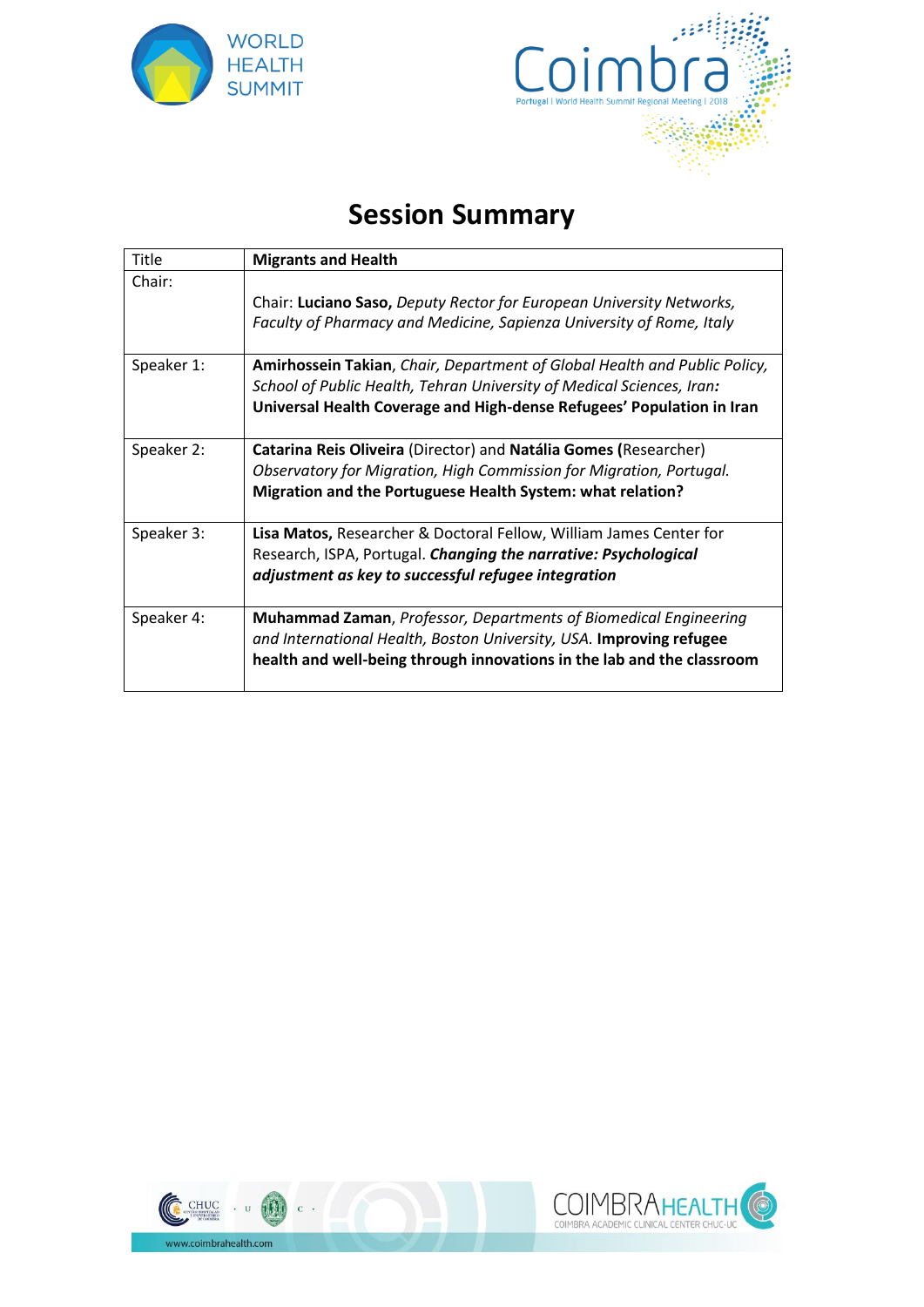# Session Summary

| Title | **Migrants and Health** |
|---|---|
| Chair: | Chair: **Luciano Saso,** *Deputy Rector for European University Networks, Faculty of Pharmacy and Medicine, Sapienza University of Rome, Italy* |
| Speaker 1: | **Amirhossein Takian**, *Chair, Department of Global Health and Public Policy, School of Public Health, Tehran University of Medical Sciences, Iran***:** **Universal Health Coverage and High-dense Refugees' Population in Iran** |
| Speaker 2: | **Catarina Reis Oliveira** (Director) and **Natália Gomes (**Researcher) *Observatory for Migration, High Commission for Migration, Portugal.* **Migration and the Portuguese Health System: what relation?** |
| Speaker 3: | **Lisa Matos,** Researcher & Doctoral Fellow, William James Center for Research, ISPA, Portugal. ***Changing the narrative: Psychological adjustment as key to successful refugee integration*** |
| Speaker 4: | **Muhammad Zaman**, *Professor, Departments of Biomedical Engineering and International Health, Boston University, USA.* **Improving refugee health and well-being through innovations in the lab and the classroom** |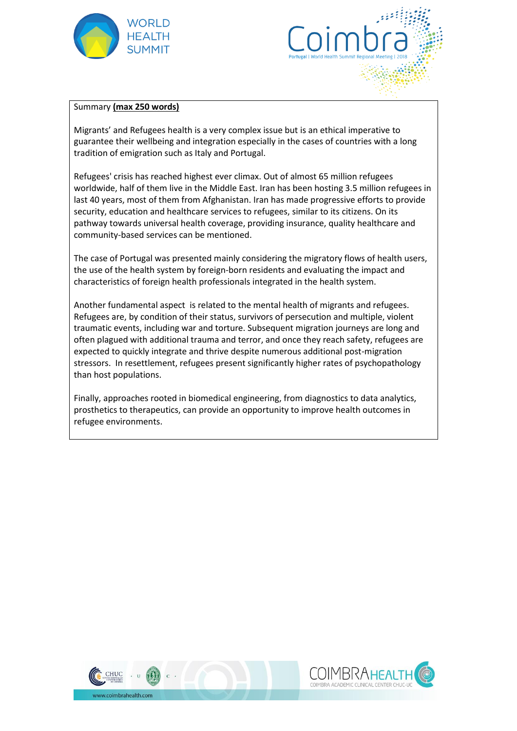Summary **(max 250 words)**

Migrants' and Refugees health is a very complex issue but is an ethical imperative to guarantee their wellbeing and integration especially in the cases of countries with a long tradition of emigration such as Italy and Portugal.

Refugees' crisis has reached highest ever climax. Out of almost 65 million refugees worldwide, half of them live in the Middle East. Iran has been hosting 3.5 million refugees in last 40 years, most of them from Afghanistan. Iran has made progressive efforts to provide security, education and healthcare services to refugees, similar to its citizens. On its pathway towards universal health coverage, providing insurance, quality healthcare and community-based services can be mentioned.

The case of Portugal was presented mainly considering the migratory flows of health users, the use of the health system by foreign-born residents and evaluating the impact and characteristics of foreign health professionals integrated in the health system.

Another fundamental aspect is related to the mental health of migrants and refugees. Refugees are, by condition of their status, survivors of persecution and multiple, violent traumatic events, including war and torture. Subsequent migration journeys are long and often plagued with additional trauma and terror, and once they reach safety, refugees are expected to quickly integrate and thrive despite numerous additional post-migration stressors. In resettlement, refugees present significantly higher rates of psychopathology than host populations.

Finally, approaches rooted in biomedical engineering, from diagnostics to data analytics, prosthetics to therapeutics, can provide an opportunity to improve health outcomes in refugee environments.